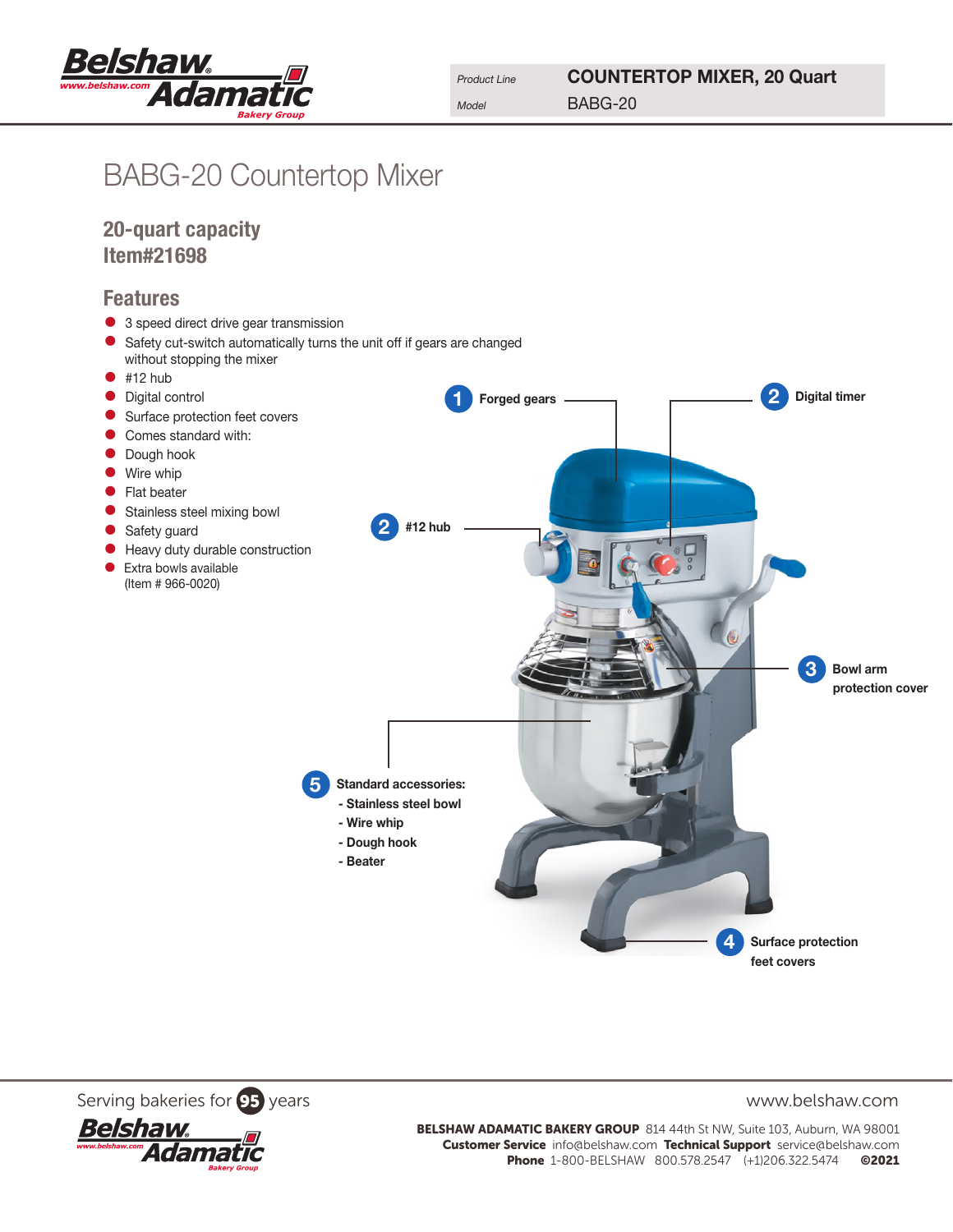| Product Line | COUNTERTOP MIXER, 20 Quart |
| --- | --- |
| Model | BABG-20 |

# BABG-20 Countertop Mixer

## 20-quart capacity
## Item#21698

## Features

- 3 speed direct drive gear transmission
- Safety cut-switch automatically turns the unit off if gears are changed without stopping the mixer
- #12 hub
- Digital control
- Surface protection feet covers
- Comes standard with:
- Dough hook
- Wire whip
- Flat beater
- Stainless steel mixing bowl
- Safety guard
- Heavy duty durable construction
- Extra bowls available (Item # 966-0020)

1. **Forged gears**
2. **Digital timer**
2. **#12 hub**
3. **Bowl arm protection cover**
4. **Surface protection feet covers**
5. **Standard accessories:**
   - **Stainless steel bowl**
   - **Wire whip**
   - **Dough hook**
   - **Beater**

Serving bakeries for 95 years

www.belshaw.com

**BELSHAW ADAMATIC BAKERY GROUP** 814 44th St NW, Suite 103, Auburn, WA 98001
**Customer Service** info@belshaw.com **Technical Support** service@belshaw.com
**Phone** 1-800-BELSHAW 800.578.2547 (+1)206.322.5474 **©2021**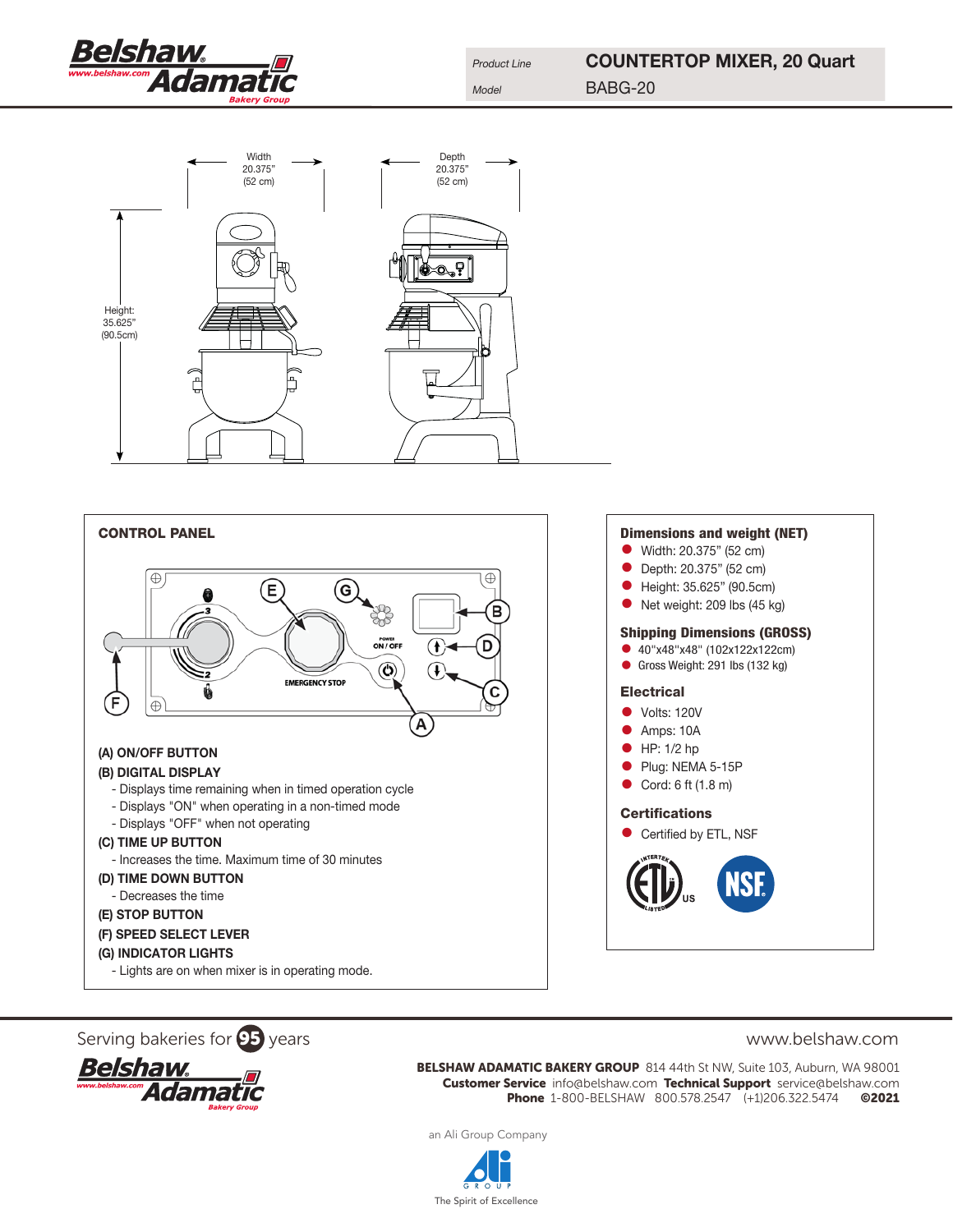| | |
|---|---|
| Product Line | **COUNTERTOP MIXER, 20 Quart** |
| Model | BABG-20 |

Width
20.375"
(52 cm)

Depth
20.375"
(52 cm)

Height:
35.625"
(90.5cm)

## CONTROL PANEL

**(A) ON/OFF BUTTON**

**(B) DIGITAL DISPLAY**
- Displays time remaining when in timed operation cycle
- Displays "ON" when operating in a non-timed mode
- Displays "OFF" when not operating

**(C) TIME UP BUTTON**
- Increases the time. Maximum time of 30 minutes

**(D) TIME DOWN BUTTON**
- Decreases the time

**(E) STOP BUTTON**

**(F) SPEED SELECT LEVER**

**(G) INDICATOR LIGHTS**
- Lights are on when mixer is in operating mode.

### Dimensions and weight (NET)
- Width: 20.375" (52 cm)
- Depth: 20.375" (52 cm)
- Height: 35.625" (90.5cm)
- Net weight: 209 lbs (45 kg)

### Shipping Dimensions (GROSS)
- 40"x48"x48" (102x122x122cm)
- Gross Weight: 291 lbs (132 kg)

### Electrical
- Volts: 120V
- Amps: 10A
- HP: 1/2 hp
- Plug: NEMA 5-15P
- Cord: 6 ft (1.8 m)

### Certifications
- Certified by ETL, NSF

Serving bakeries for 95 years

www.belshaw.com

**BELSHAW ADAMATIC BAKERY GROUP** 814 44th St NW, Suite 103, Auburn, WA 98001
**Customer Service** info@belshaw.com **Technical Support** service@belshaw.com
**Phone** 1-800-BELSHAW 800.578.2547 (+1)206.322.5474 **©2021**

an Ali Group Company

The Spirit of Excellence